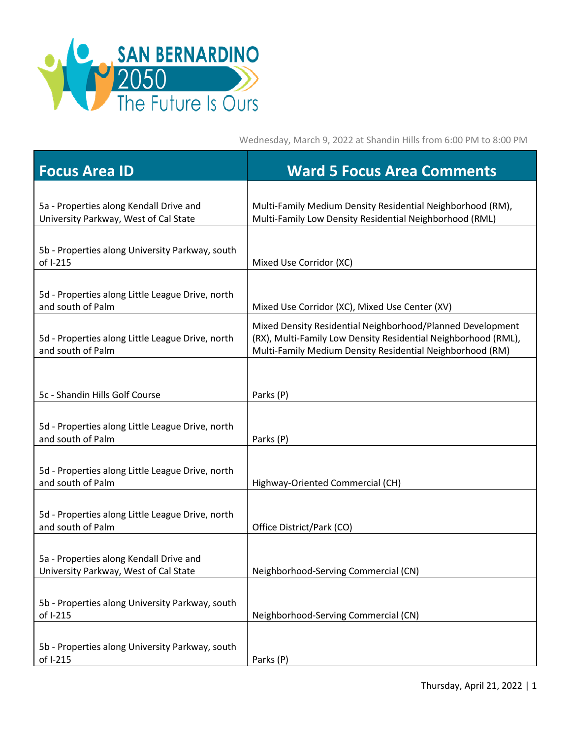# SAN BERNARDINO 2050 The Future Is Ours

Wednesday, March 9, 2022 at Shandin Hills from 6:00 PM to 8:00 PM

| Focus Area ID | Ward 5 Focus Area Comments |
|---|---|
| 5a - Properties along Kendall Drive and University Parkway, West of Cal State | Multi-Family Medium Density Residential Neighborhood (RM), Multi-Family Low Density Residential Neighborhood (RML) |
| 5b - Properties along University Parkway, south of I-215 | Mixed Use Corridor (XC) |
| 5d - Properties along Little League Drive, north and south of Palm | Mixed Use Corridor (XC), Mixed Use Center (XV) |
| 5d - Properties along Little League Drive, north and south of Palm | Mixed Density Residential Neighborhood/Planned Development (RX), Multi-Family Low Density Residential Neighborhood (RML), Multi-Family Medium Density Residential Neighborhood (RM) |
| 5c - Shandin Hills Golf Course | Parks (P) |
| 5d - Properties along Little League Drive, north and south of Palm | Parks (P) |
| 5d - Properties along Little League Drive, north and south of Palm | Highway-Oriented Commercial (CH) |
| 5d - Properties along Little League Drive, north and south of Palm | Office District/Park (CO) |
| 5a - Properties along Kendall Drive and University Parkway, West of Cal State | Neighborhood-Serving Commercial (CN) |
| 5b - Properties along University Parkway, south of I-215 | Neighborhood-Serving Commercial (CN) |
| 5b - Properties along University Parkway, south of I-215 | Parks (P) |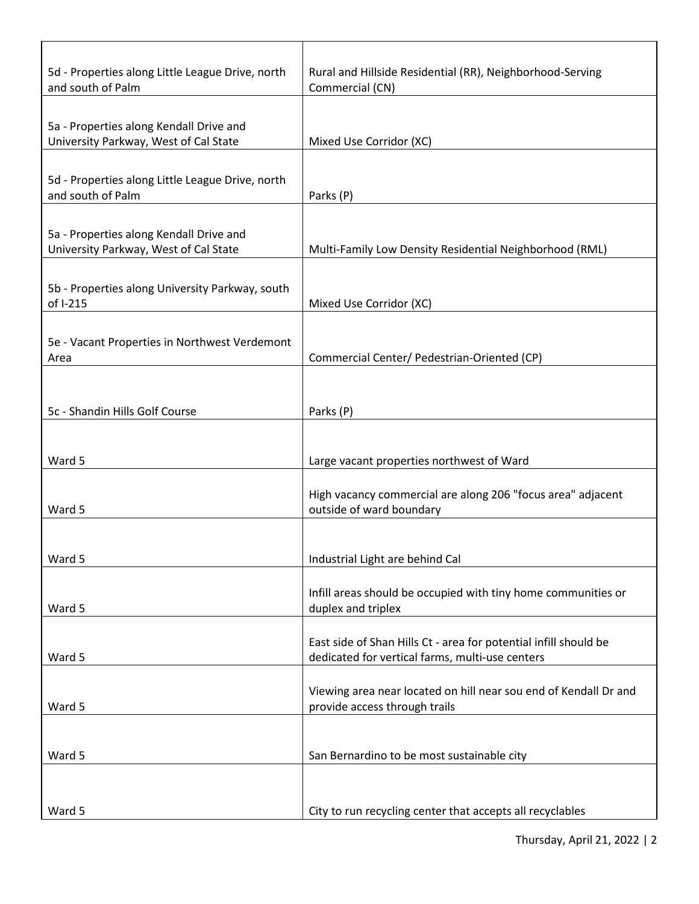| | |
|---|---|
| 5d - Properties along Little League Drive, north and south of Palm | Rural and Hillside Residential (RR), Neighborhood-Serving Commercial (CN) |
| 5a - Properties along Kendall Drive and University Parkway, West of Cal State | Mixed Use Corridor (XC) |
| 5d - Properties along Little League Drive, north and south of Palm | Parks (P) |
| 5a - Properties along Kendall Drive and University Parkway, West of Cal State | Multi-Family Low Density Residential Neighborhood (RML) |
| 5b - Properties along University Parkway, south of I-215 | Mixed Use Corridor (XC) |
| 5e - Vacant Properties in Northwest Verdemont Area | Commercial Center/ Pedestrian-Oriented (CP) |
| 5c - Shandin Hills Golf Course | Parks (P) |
| Ward 5 | Large vacant properties northwest of Ward |
| Ward 5 | High vacancy commercial are along 206 "focus area" adjacent outside of ward boundary |
| Ward 5 | Industrial Light are behind Cal |
| Ward 5 | Infill areas should be occupied with tiny home communities or duplex and triplex |
| Ward 5 | East side of Shan Hills Ct - area for potential infill should be dedicated for vertical farms, multi-use centers |
| Ward 5 | Viewing area near located on hill near sou end of Kendall Dr and provide access through trails |
| Ward 5 | San Bernardino to be most sustainable city |
| Ward 5 | City to run recycling center that accepts all recyclables |